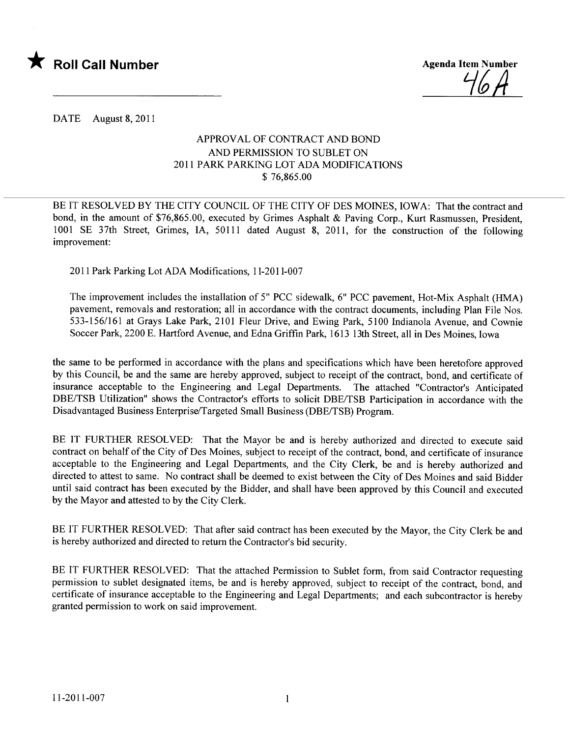★ **Roll Call Number**

**Agenda Item Number**

46A

DATE August 8, 2011

APPROVAL OF CONTRACT AND BOND
AND PERMISSION TO SUBLET ON
2011 PARK PARKING LOT ADA MODIFICATIONS
$ 76,865.00

BE IT RESOLVED BY THE CITY COUNCIL OF THE CITY OF DES MOINES, IOWA: That the contract and bond, in the amount of $76,865.00, executed by Grimes Asphalt & Paving Corp., Kurt Rasmussen, President, 1001 SE 37th Street, Grimes, IA, 50111 dated August 8, 2011, for the construction of the following improvement:

2011 Park Parking Lot ADA Modifications, 11-2011-007

The improvement includes the installation of 5" PCC sidewalk, 6" PCC pavement, Hot-Mix Asphalt (HMA) pavement, removals and restoration; all in accordance with the contract documents, including Plan File Nos. 533-156/161 at Grays Lake Park, 2101 Fleur Drive, and Ewing Park, 5100 Indianola Avenue, and Cownie Soccer Park, 2200 E. Hartford Avenue, and Edna Griffin Park, 1613 13th Street, all in Des Moines, Iowa

the same to be performed in accordance with the plans and specifications which have been heretofore approved by this Council, be and the same are hereby approved, subject to receipt of the contract, bond, and certificate of insurance acceptable to the Engineering and Legal Departments. The attached "Contractor's Anticipated DBE/TSB Utilization" shows the Contractor's efforts to solicit DBE/TSB Participation in accordance with the Disadvantaged Business Enterprise/Targeted Small Business (DBE/TSB) Program.

BE IT FURTHER RESOLVED: That the Mayor be and is hereby authorized and directed to execute said contract on behalf of the City of Des Moines, subject to receipt of the contract, bond, and certificate of insurance acceptable to the Engineering and Legal Departments, and the City Clerk, be and is hereby authorized and directed to attest to same. No contract shall be deemed to exist between the City of Des Moines and said Bidder until said contract has been executed by the Bidder, and shall have been approved by this Council and executed by the Mayor and attested to by the City Clerk.

BE IT FURTHER RESOLVED: That after said contract has been executed by the Mayor, the City Clerk be and is hereby authorized and directed to return the Contractor's bid security.

BE IT FURTHER RESOLVED: That the attached Permission to Sublet form, from said Contractor requesting permission to sublet designated items, be and is hereby approved, subject to receipt of the contract, bond, and certificate of insurance acceptable to the Engineering and Legal Departments; and each subcontractor is hereby granted permission to work on said improvement.

11-2011-007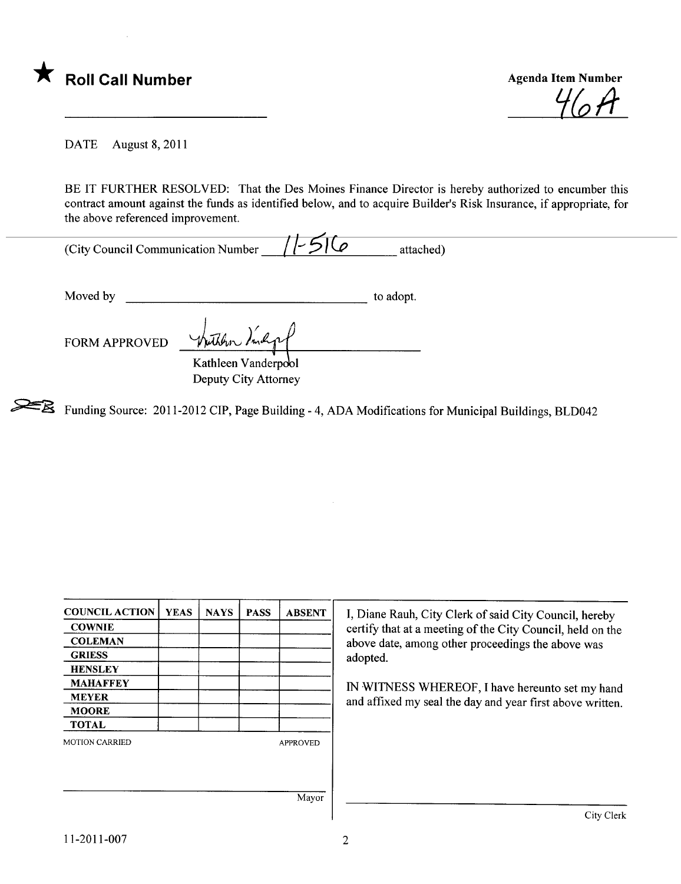★ **Roll Call Number**

**Agenda Item Number**

46A

DATE August 8, 2011

BE IT FURTHER RESOLVED: That the Des Moines Finance Director is hereby authorized to encumber this contract amount against the funds as identified below, and to acquire Builder's Risk Insurance, if appropriate, for the above referenced improvement.

(City Council Communication Number 11-516 attached)

Moved by ______________________ to adopt.

FORM APPROVED

Kathleen Vanderpool
Deputy City Attorney

Funding Source: 2011-2012 CIP, Page Building - 4, ADA Modifications for Municipal Buildings, BLD042

| COUNCIL ACTION | YEAS | NAYS | PASS | ABSENT |
|---|---|---|---|---|
| COWNIE | | | | |
| COLEMAN | | | | |
| GRIESS | | | | |
| HENSLEY | | | | |
| MAHAFFEY | | | | |
| MEYER | | | | |
| MOORE | | | | |
| TOTAL | | | | |

MOTION CARRIED APPROVED

Mayor

I, Diane Rauh, City Clerk of said City Council, hereby certify that at a meeting of the City Council, held on the above date, among other proceedings the above was adopted.

IN WITNESS WHEREOF, I have hereunto set my hand and affixed my seal the day and year first above written.

City Clerk

11-2011-007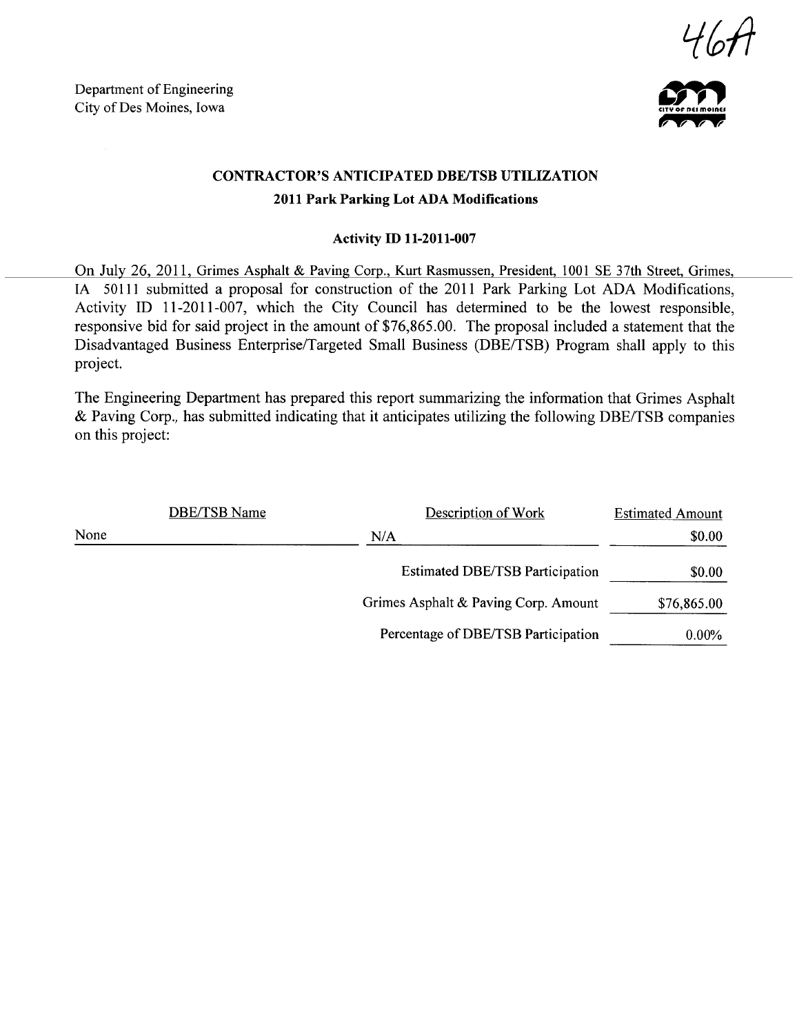46A

Department of Engineering
City of Des Moines, Iowa

CITY OF DES MOINES

## CONTRACTOR'S ANTICIPATED DBE/TSB UTILIZATION

### 2011 Park Parking Lot ADA Modifications

**Activity ID 11-2011-007**

On July 26, 2011, Grimes Asphalt & Paving Corp., Kurt Rasmussen, President, 1001 SE 37th Street, Grimes, IA 50111 submitted a proposal for construction of the 2011 Park Parking Lot ADA Modifications, Activity ID 11-2011-007, which the City Council has determined to be the lowest responsible, responsive bid for said project in the amount of $76,865.00. The proposal included a statement that the Disadvantaged Business Enterprise/Targeted Small Business (DBE/TSB) Program shall apply to this project.

The Engineering Department has prepared this report summarizing the information that Grimes Asphalt & Paving Corp., has submitted indicating that it anticipates utilizing the following DBE/TSB companies on this project:

| DBE/TSB Name | Description of Work | Estimated Amount |
|---|---|---|
| None | N/A | $0.00 |
| | Estimated DBE/TSB Participation | $0.00 |
| | Grimes Asphalt & Paving Corp. Amount | $76,865.00 |
| | Percentage of DBE/TSB Participation | 0.00% |